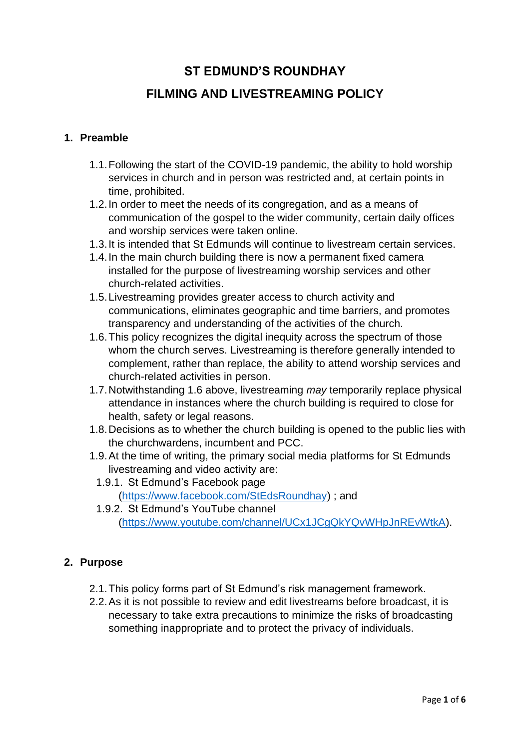# ST EDMUND'S ROUNDHAY

## FILMING AND LIVESTREAMING POLICY

### 1. Preamble

1.1. Following the start of the COVID-19 pandemic, the ability to hold worship services in church and in person was restricted and, at certain points in time, prohibited.

1.2. In order to meet the needs of its congregation, and as a means of communication of the gospel to the wider community, certain daily offices and worship services were taken online.

1.3. It is intended that St Edmunds will continue to livestream certain services.

1.4. In the main church building there is now a permanent fixed camera installed for the purpose of livestreaming worship services and other church-related activities.

1.5. Livestreaming provides greater access to church activity and communications, eliminates geographic and time barriers, and promotes transparency and understanding of the activities of the church.

1.6. This policy recognizes the digital inequity across the spectrum of those whom the church serves. Livestreaming is therefore generally intended to complement, rather than replace, the ability to attend worship services and church-related activities in person.

1.7. Notwithstanding 1.6 above, livestreaming *may* temporarily replace physical attendance in instances where the church building is required to close for health, safety or legal reasons.

1.8. Decisions as to whether the church building is opened to the public lies with the churchwardens, incumbent and PCC.

1.9. At the time of writing, the primary social media platforms for St Edmunds livestreaming and video activity are:

- 1.9.1. St Edmund's Facebook page ([https://www.facebook.com/StEdsRoundhay](https://www.facebook.com/StEdsRoundhay)) ; and
- 1.9.2. St Edmund's YouTube channel ([https://www.youtube.com/channel/UCx1JCgQkYQvWHpJnREvWtkA](https://www.youtube.com/channel/UCx1JCgQkYQvWHpJnREvWtkA)).

### 2. Purpose

2.1. This policy forms part of St Edmund's risk management framework.

2.2. As it is not possible to review and edit livestreams before broadcast, it is necessary to take extra precautions to minimize the risks of broadcasting something inappropriate and to protect the privacy of individuals.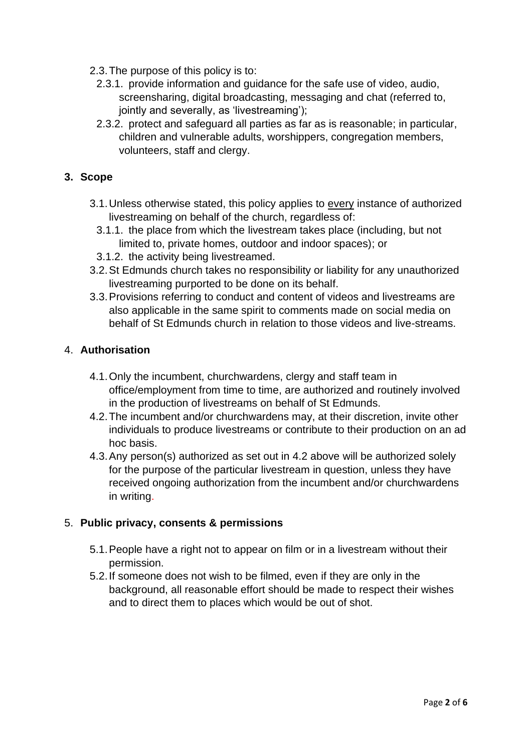2.3. The purpose of this policy is to:

2.3.1. provide information and guidance for the safe use of video, audio, screensharing, digital broadcasting, messaging and chat (referred to, jointly and severally, as 'livestreaming');

2.3.2. protect and safeguard all parties as far as is reasonable; in particular, children and vulnerable adults, worshippers, congregation members, volunteers, staff and clergy.

## 3. Scope

3.1. Unless otherwise stated, this policy applies to <u>every</u> instance of authorized livestreaming on behalf of the church, regardless of:

3.1.1. the place from which the livestream takes place (including, but not limited to, private homes, outdoor and indoor spaces); or

3.1.2. the activity being livestreamed.

3.2. St Edmunds church takes no responsibility or liability for any unauthorized livestreaming purported to be done on its behalf.

3.3. Provisions referring to conduct and content of videos and livestreams are also applicable in the same spirit to comments made on social media on behalf of St Edmunds church in relation to those videos and live-streams.

## 4. Authorisation

4.1. Only the incumbent, churchwardens, clergy and staff team in office/employment from time to time, are authorized and routinely involved in the production of livestreams on behalf of St Edmunds.

4.2. The incumbent and/or churchwardens may, at their discretion, invite other individuals to produce livestreams or contribute to their production on an ad hoc basis.

4.3. Any person(s) authorized as set out in 4.2 above will be authorized solely for the purpose of the particular livestream in question, unless they have received ongoing authorization from the incumbent and/or churchwardens in writing.

## 5. Public privacy, consents & permissions

5.1. People have a right not to appear on film or in a livestream without their permission.

5.2. If someone does not wish to be filmed, even if they are only in the background, all reasonable effort should be made to respect their wishes and to direct them to places which would be out of shot.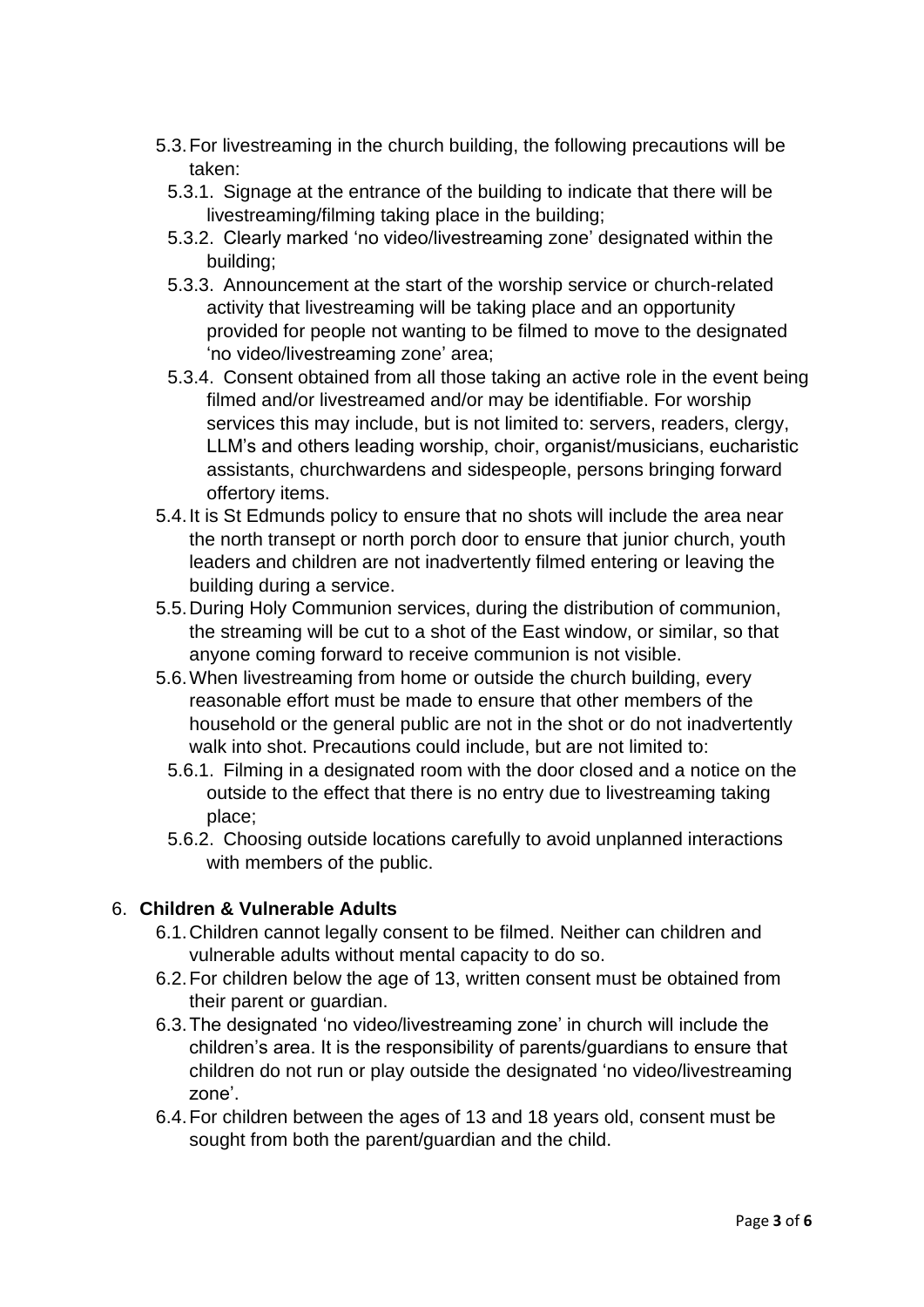5.3. For livestreaming in the church building, the following precautions will be taken:

   5.3.1. Signage at the entrance of the building to indicate that there will be livestreaming/filming taking place in the building;

   5.3.2. Clearly marked 'no video/livestreaming zone' designated within the building;

   5.3.3. Announcement at the start of the worship service or church-related activity that livestreaming will be taking place and an opportunity provided for people not wanting to be filmed to move to the designated 'no video/livestreaming zone' area;

   5.3.4. Consent obtained from all those taking an active role in the event being filmed and/or livestreamed and/or may be identifiable. For worship services this may include, but is not limited to: servers, readers, clergy, LLM's and others leading worship, choir, organist/musicians, eucharistic assistants, churchwardens and sidespeople, persons bringing forward offertory items.

5.4. It is St Edmunds policy to ensure that no shots will include the area near the north transept or north porch door to ensure that junior church, youth leaders and children are not inadvertently filmed entering or leaving the building during a service.

5.5. During Holy Communion services, during the distribution of communion, the streaming will be cut to a shot of the East window, or similar, so that anyone coming forward to receive communion is not visible.

5.6. When livestreaming from home or outside the church building, every reasonable effort must be made to ensure that other members of the household or the general public are not in the shot or do not inadvertently walk into shot. Precautions could include, but are not limited to:

   5.6.1. Filming in a designated room with the door closed and a notice on the outside to the effect that there is no entry due to livestreaming taking place;

   5.6.2. Choosing outside locations carefully to avoid unplanned interactions with members of the public.

## 6. **Children & Vulnerable Adults**

6.1. Children cannot legally consent to be filmed. Neither can children and vulnerable adults without mental capacity to do so.

6.2. For children below the age of 13, written consent must be obtained from their parent or guardian.

6.3. The designated 'no video/livestreaming zone' in church will include the children's area. It is the responsibility of parents/guardians to ensure that children do not run or play outside the designated 'no video/livestreaming zone'.

6.4. For children between the ages of 13 and 18 years old, consent must be sought from both the parent/guardian and the child.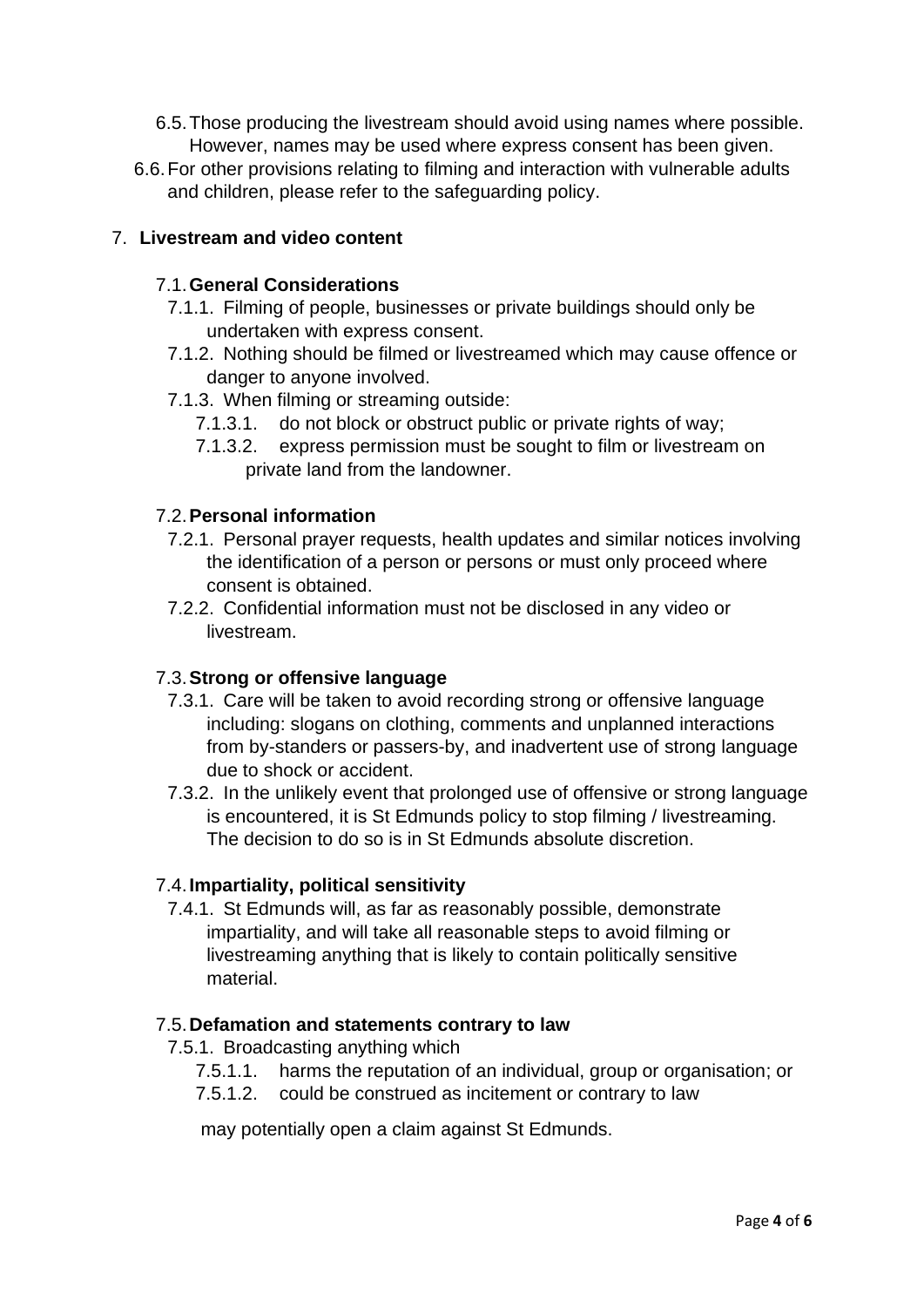6.5. Those producing the livestream should avoid using names where possible. However, names may be used where express consent has been given.

6.6. For other provisions relating to filming and interaction with vulnerable adults and children, please refer to the safeguarding policy.

## 7. Livestream and video content

### 7.1. General Considerations

7.1.1. Filming of people, businesses or private buildings should only be undertaken with express consent.

7.1.2. Nothing should be filmed or livestreamed which may cause offence or danger to anyone involved.

7.1.3. When filming or streaming outside:

7.1.3.1. do not block or obstruct public or private rights of way;

7.1.3.2. express permission must be sought to film or livestream on private land from the landowner.

### 7.2. Personal information

7.2.1. Personal prayer requests, health updates and similar notices involving the identification of a person or persons or must only proceed where consent is obtained.

7.2.2. Confidential information must not be disclosed in any video or livestream.

### 7.3. Strong or offensive language

7.3.1. Care will be taken to avoid recording strong or offensive language including: slogans on clothing, comments and unplanned interactions from by-standers or passers-by, and inadvertent use of strong language due to shock or accident.

7.3.2. In the unlikely event that prolonged use of offensive or strong language is encountered, it is St Edmunds policy to stop filming / livestreaming. The decision to do so is in St Edmunds absolute discretion.

### 7.4. Impartiality, political sensitivity

7.4.1. St Edmunds will, as far as reasonably possible, demonstrate impartiality, and will take all reasonable steps to avoid filming or livestreaming anything that is likely to contain politically sensitive material.

### 7.5. Defamation and statements contrary to law

7.5.1. Broadcasting anything which

7.5.1.1. harms the reputation of an individual, group or organisation; or

7.5.1.2. could be construed as incitement or contrary to law

may potentially open a claim against St Edmunds.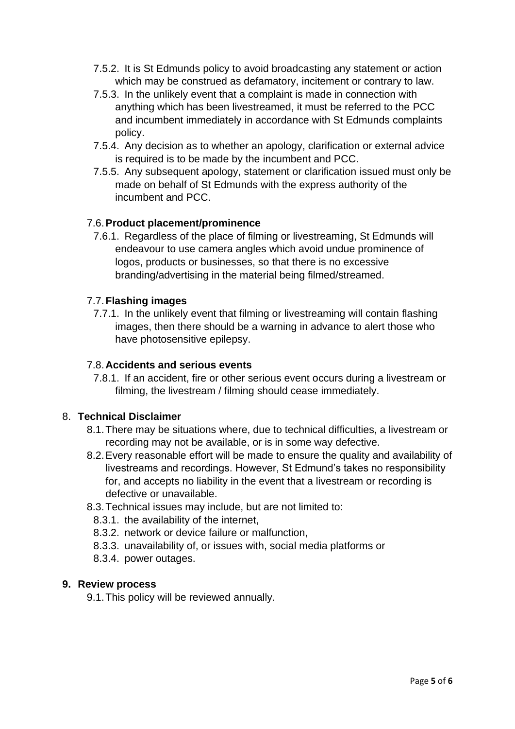7.5.2. It is St Edmunds policy to avoid broadcasting any statement or action which may be construed as defamatory, incitement or contrary to law.

7.5.3. In the unlikely event that a complaint is made in connection with anything which has been livestreamed, it must be referred to the PCC and incumbent immediately in accordance with St Edmunds complaints policy.

7.5.4. Any decision as to whether an apology, clarification or external advice is required is to be made by the incumbent and PCC.

7.5.5. Any subsequent apology, statement or clarification issued must only be made on behalf of St Edmunds with the express authority of the incumbent and PCC.

### 7.6. Product placement/prominence

7.6.1. Regardless of the place of filming or livestreaming, St Edmunds will endeavour to use camera angles which avoid undue prominence of logos, products or businesses, so that there is no excessive branding/advertising in the material being filmed/streamed.

### 7.7. Flashing images

7.7.1. In the unlikely event that filming or livestreaming will contain flashing images, then there should be a warning in advance to alert those who have photosensitive epilepsy.

### 7.8. Accidents and serious events

7.8.1. If an accident, fire or other serious event occurs during a livestream or filming, the livestream / filming should cease immediately.

## 8. Technical Disclaimer

8.1. There may be situations where, due to technical difficulties, a livestream or recording may not be available, or is in some way defective.

8.2. Every reasonable effort will be made to ensure the quality and availability of livestreams and recordings. However, St Edmund's takes no responsibility for, and accepts no liability in the event that a livestream or recording is defective or unavailable.

8.3. Technical issues may include, but are not limited to:

8.3.1. the availability of the internet,

8.3.2. network or device failure or malfunction,

8.3.3. unavailability of, or issues with, social media platforms or

8.3.4. power outages.

## 9. Review process

9.1. This policy will be reviewed annually.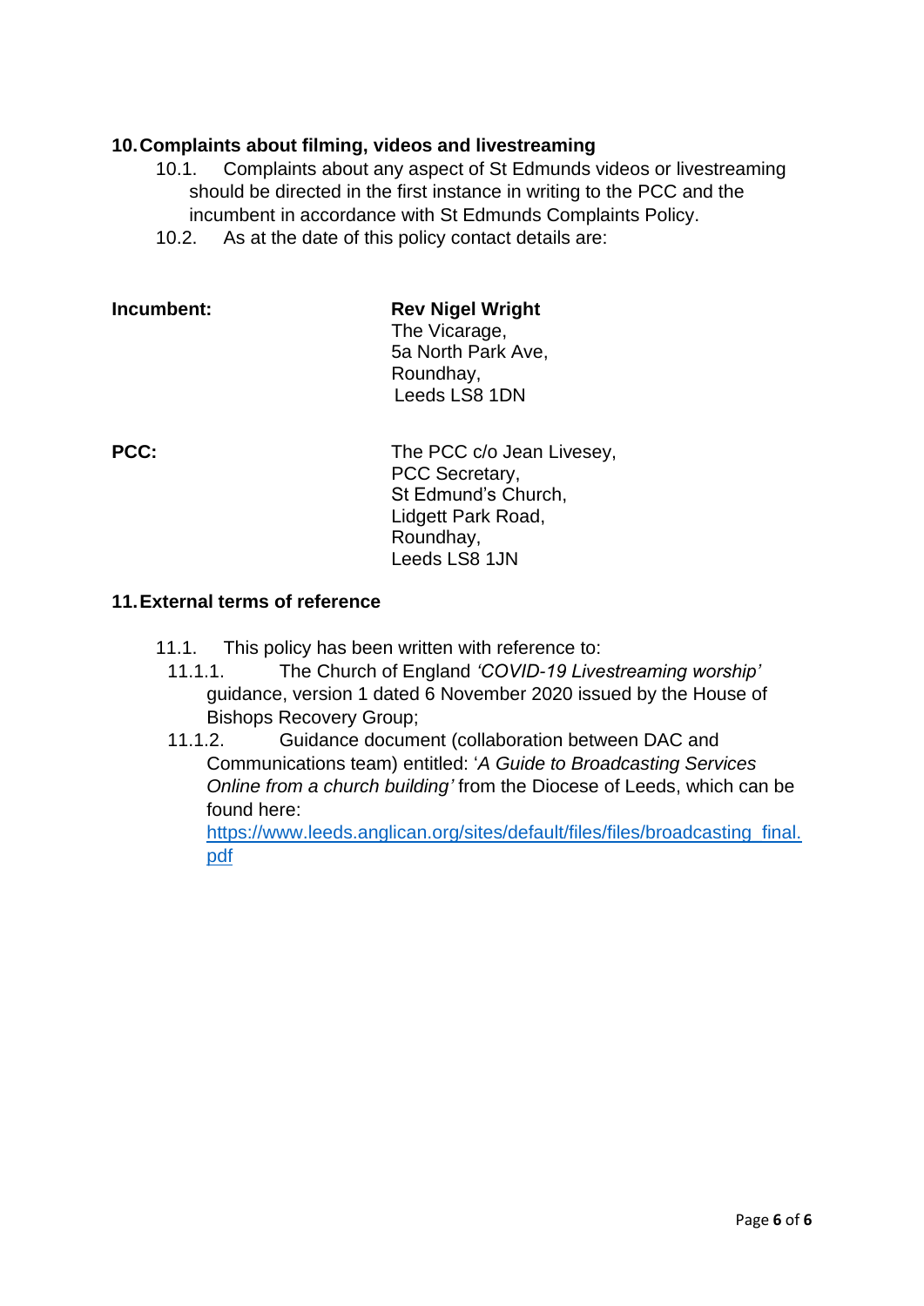## 10. Complaints about filming, videos and livestreaming

10.1. Complaints about any aspect of St Edmunds videos or livestreaming should be directed in the first instance in writing to the PCC and the incumbent in accordance with St Edmunds Complaints Policy.

10.2. As at the date of this policy contact details are:

| | |
|---|---|
| **Incumbent:** | **Rev Nigel Wright**<br>The Vicarage,<br>5a North Park Ave,<br>Roundhay,<br>Leeds LS8 1DN |
| **PCC:** | The PCC c/o Jean Livesey,<br>PCC Secretary,<br>St Edmund's Church,<br>Lidgett Park Road,<br>Roundhay,<br>Leeds LS8 1JN |

## 11. External terms of reference

11.1. This policy has been written with reference to:

11.1.1. The Church of England *'COVID-19 Livestreaming worship'* guidance, version 1 dated 6 November 2020 issued by the House of Bishops Recovery Group;

11.1.2. Guidance document (collaboration between DAC and Communications team) entitled: '*A Guide to Broadcasting Services Online from a church building'* from the Diocese of Leeds, which can be found here: [https://www.leeds.anglican.org/sites/default/files/files/broadcasting_final.pdf](https://www.leeds.anglican.org/sites/default/files/files/broadcasting_final.pdf)